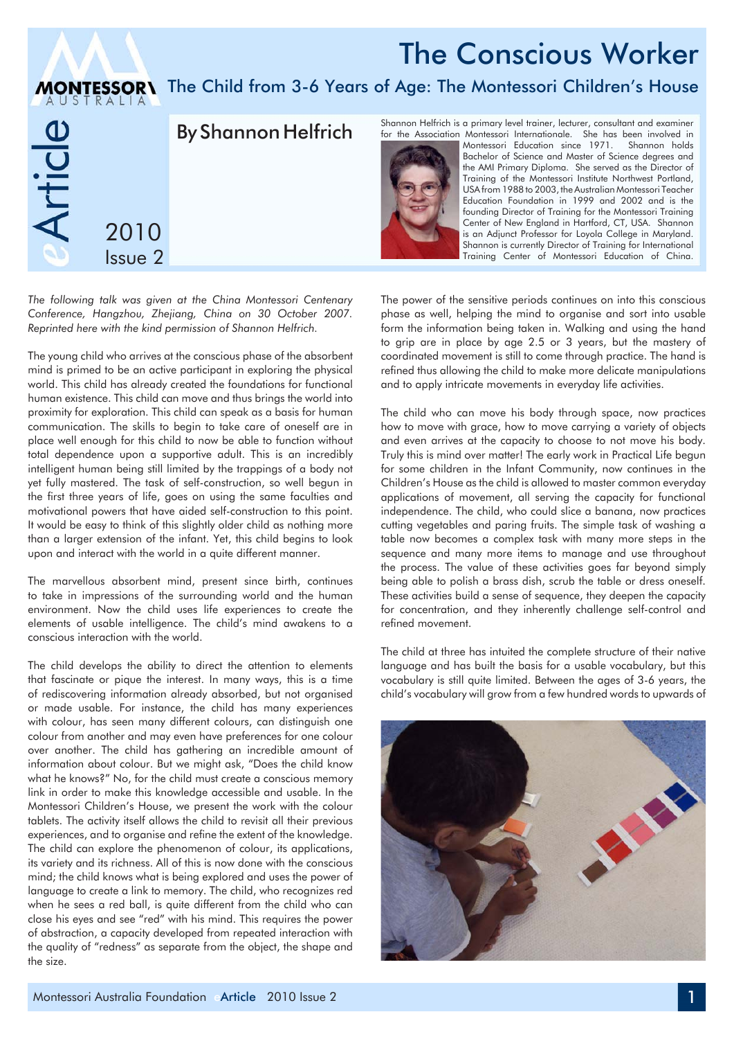# The Conscious Worker

## The Child from 3-6 Years of Age: The Montessori Children's House

eArticle 2010 Issue 2

### By Shannon Helfrich

Shannon Helfrich is a primary level trainer, lecturer, consultant and examiner for the Association Montessori Internationale. She has been involved in Montessori Education since 1971. Shannon holds Bachelor of Science and Master of Science degrees and the AMI Primary Diploma. She served as the Director of Training of the Montessori Institute Northwest Portland, USA from 1988 to 2003, the Australian Montessori Teacher Education Foundation in 1999 and 2002 and is the founding Director of Training for the Montessori Training Center of New England in Hartford, CT, USA. Shannon is an Adjunct Professor for Loyola College in Maryland. Shannon is currently Director of Training for International Training Center of Montessori Education of China.

*The following talk was given at the China Montessori Centenary Conference, Hangzhou, Zhejiang, China on 30 October 2007. Reprinted here with the kind permission of Shannon Helfrich.*

The young child who arrives at the conscious phase of the absorbent mind is primed to be an active participant in exploring the physical world. This child has already created the foundations for functional human existence. This child can move and thus brings the world into proximity for exploration. This child can speak as a basis for human communication. The skills to begin to take care of oneself are in place well enough for this child to now be able to function without total dependence upon a supportive adult. This is an incredibly intelligent human being still limited by the trappings of a body not yet fully mastered. The task of self-construction, so well begun in the first three years of life, goes on using the same faculties and motivational powers that have aided self-construction to this point. It would be easy to think of this slightly older child as nothing more than a larger extension of the infant. Yet, this child begins to look upon and interact with the world in a quite different manner.

The marvellous absorbent mind, present since birth, continues to take in impressions of the surrounding world and the human environment. Now the child uses life experiences to create the elements of usable intelligence. The child's mind awakens to a conscious interaction with the world.

The child develops the ability to direct the attention to elements that fascinate or pique the interest. In many ways, this is a time of rediscovering information already absorbed, but not organised or made usable. For instance, the child has many experiences with colour, has seen many different colours, can distinguish one colour from another and may even have preferences for one colour over another. The child has gathering an incredible amount of information about colour. But we might ask, "Does the child know what he knows?" No, for the child must create a conscious memory link in order to make this knowledge accessible and usable. In the Montessori Children's House, we present the work with the colour tablets. The activity itself allows the child to revisit all their previous experiences, and to organise and refine the extent of the knowledge. The child can explore the phenomenon of colour, its applications, its variety and its richness. All of this is now done with the conscious mind; the child knows what is being explored and uses the power of language to create a link to memory. The child, who recognizes red when he sees a red ball, is quite different from the child who can close his eyes and see "red" with his mind. This requires the power of abstraction, a capacity developed from repeated interaction with the quality of "redness" as separate from the object, the shape and the size.

The power of the sensitive periods continues on into this conscious phase as well, helping the mind to organise and sort into usable form the information being taken in. Walking and using the hand to grip are in place by age 2.5 or 3 years, but the mastery of coordinated movement is still to come through practice. The hand is refined thus allowing the child to make more delicate manipulations and to apply intricate movements in everyday life activities.

The child who can move his body through space, now practices how to move with grace, how to move carrying a variety of objects and even arrives at the capacity to choose to not move his body. Truly this is mind over matter! The early work in Practical Life begun for some children in the Infant Community, now continues in the Children's House as the child is allowed to master common everyday applications of movement, all serving the capacity for functional independence. The child, who could slice a banana, now practices cutting vegetables and paring fruits. The simple task of washing a table now becomes a complex task with many more steps in the sequence and many more items to manage and use throughout the process. The value of these activities goes far beyond simply being able to polish a brass dish, scrub the table or dress oneself. These activities build a sense of sequence, they deepen the capacity for concentration, and they inherently challenge self-control and refined movement.

The child at three has intuited the complete structure of their native language and has built the basis for a usable vocabulary, but this vocabulary is still quite limited. Between the ages of 3-6 years, the child's vocabulary will grow from a few hundred words to upwards of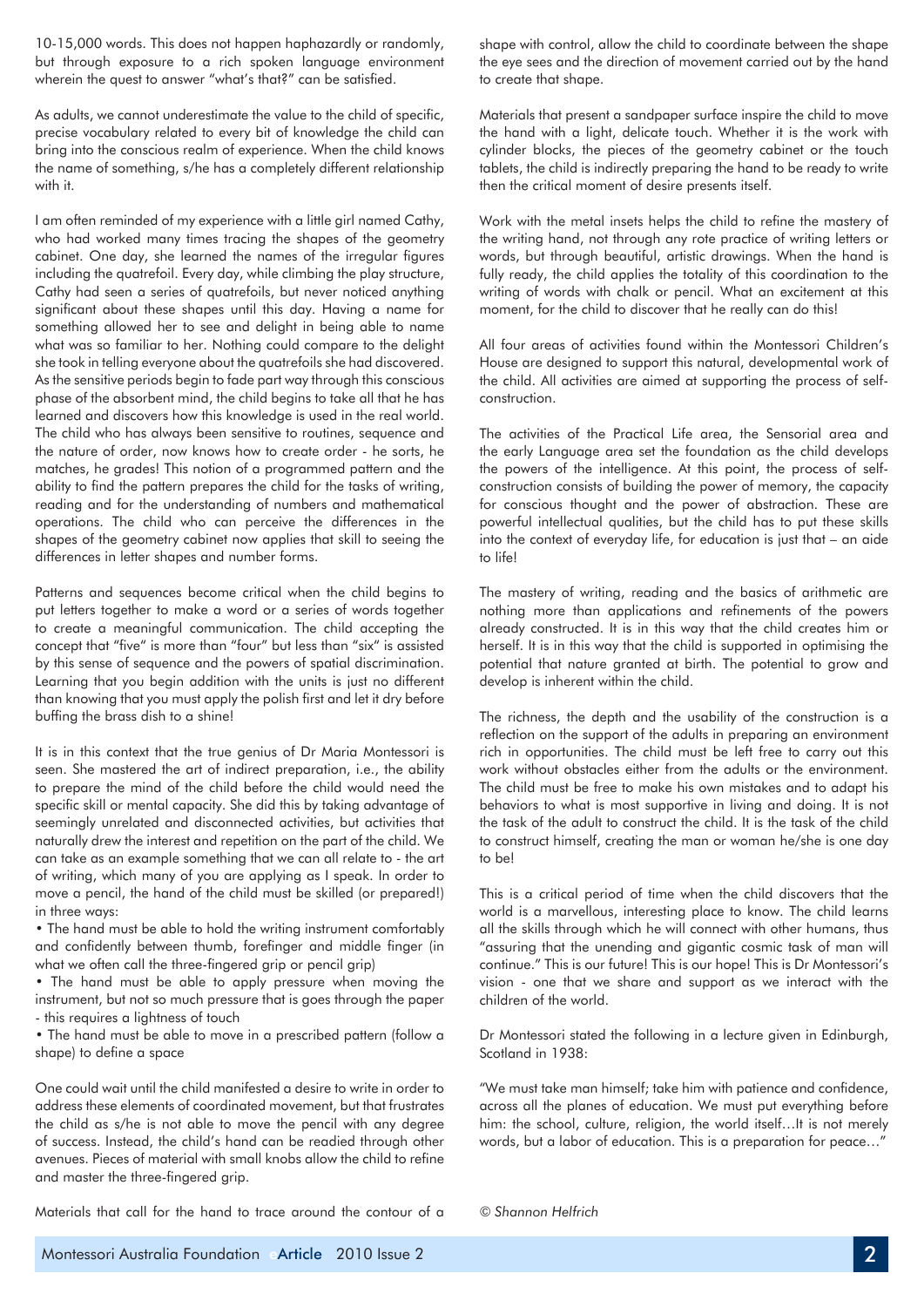10-15,000 words. This does not happen haphazardly or randomly, but through exposure to a rich spoken language environment wherein the quest to answer "what's that?" can be satisfied.

As adults, we cannot underestimate the value to the child of specific, precise vocabulary related to every bit of knowledge the child can bring into the conscious realm of experience. When the child knows the name of something, s/he has a completely different relationship with it.

I am often reminded of my experience with a little girl named Cathy, who had worked many times tracing the shapes of the geometry cabinet. One day, she learned the names of the irregular figures including the quatrefoil. Every day, while climbing the play structure, Cathy had seen a series of quatrefoils, but never noticed anything significant about these shapes until this day. Having a name for something allowed her to see and delight in being able to name what was so familiar to her. Nothing could compare to the delight she took in telling everyone about the quatrefoils she had discovered. As the sensitive periods begin to fade part way through this conscious phase of the absorbent mind, the child begins to take all that he has learned and discovers how this knowledge is used in the real world. The child who has always been sensitive to routines, sequence and the nature of order, now knows how to create order - he sorts, he matches, he grades! This notion of a programmed pattern and the ability to find the pattern prepares the child for the tasks of writing, reading and for the understanding of numbers and mathematical operations. The child who can perceive the differences in the shapes of the geometry cabinet now applies that skill to seeing the differences in letter shapes and number forms.

Patterns and sequences become critical when the child begins to put letters together to make a word or a series of words together to create a meaningful communication. The child accepting the concept that "five" is more than "four" but less than "six" is assisted by this sense of sequence and the powers of spatial discrimination. Learning that you begin addition with the units is just no different than knowing that you must apply the polish first and let it dry before buffing the brass dish to a shine!

It is in this context that the true genius of Dr Maria Montessori is seen. She mastered the art of indirect preparation, i.e., the ability to prepare the mind of the child before the child would need the specific skill or mental capacity. She did this by taking advantage of seemingly unrelated and disconnected activities, but activities that naturally drew the interest and repetition on the part of the child. We can take as an example something that we can all relate to - the art of writing, which many of you are applying as I speak. In order to move a pencil, the hand of the child must be skilled (or prepared!) in three ways:

- The hand must be able to hold the writing instrument comfortably and confidently between thumb, forefinger and middle finger (in what we often call the three-fingered grip or pencil grip)
- The hand must be able to apply pressure when moving the instrument, but not so much pressure that is goes through the paper - this requires a lightness of touch
- The hand must be able to move in a prescribed pattern (follow a shape) to define a space

One could wait until the child manifested a desire to write in order to address these elements of coordinated movement, but that frustrates the child as s/he is not able to move the pencil with any degree of success. Instead, the child's hand can be readied through other avenues. Pieces of material with small knobs allow the child to refine and master the three-fingered grip.

Materials that call for the hand to trace around the contour of a shape with control, allow the child to coordinate between the shape the eye sees and the direction of movement carried out by the hand to create that shape.

Materials that present a sandpaper surface inspire the child to move the hand with a light, delicate touch. Whether it is the work with cylinder blocks, the pieces of the geometry cabinet or the touch tablets, the child is indirectly preparing the hand to be ready to write then the critical moment of desire presents itself.

Work with the metal insets helps the child to refine the mastery of the writing hand, not through any rote practice of writing letters or words, but through beautiful, artistic drawings. When the hand is fully ready, the child applies the totality of this coordination to the writing of words with chalk or pencil. What an excitement at this moment, for the child to discover that he really can do this!

All four areas of activities found within the Montessori Children's House are designed to support this natural, developmental work of the child. All activities are aimed at supporting the process of self-construction.

The activities of the Practical Life area, the Sensorial area and the early Language area set the foundation as the child develops the powers of the intelligence. At this point, the process of self-construction consists of building the power of memory, the capacity for conscious thought and the power of abstraction. These are powerful intellectual qualities, but the child has to put these skills into the context of everyday life, for education is just that – an aide to life!

The mastery of writing, reading and the basics of arithmetic are nothing more than applications and refinements of the powers already constructed. It is in this way that the child creates him or herself. It is in this way that the child is supported in optimising the potential that nature granted at birth. The potential to grow and develop is inherent within the child.

The richness, the depth and the usability of the construction is a reflection on the support of the adults in preparing an environment rich in opportunities. The child must be left free to carry out this work without obstacles either from the adults or the environment. The child must be free to make his own mistakes and to adapt his behaviors to what is most supportive in living and doing. It is not the task of the adult to construct the child. It is the task of the child to construct himself, creating the man or woman he/she is one day to be!

This is a critical period of time when the child discovers that the world is a marvellous, interesting place to know. The child learns all the skills through which he will connect with other humans, thus "assuring that the unending and gigantic cosmic task of man will continue." This is our future! This is our hope! This is Dr Montessori's vision - one that we share and support as we interact with the children of the world.

Dr Montessori stated the following in a lecture given in Edinburgh, Scotland in 1938:

"We must take man himself; take him with patience and confidence, across all the planes of education. We must put everything before him: the school, culture, religion, the world itself…It is not merely words, but a labor of education. This is a preparation for peace…"

*© Shannon Helfrich*